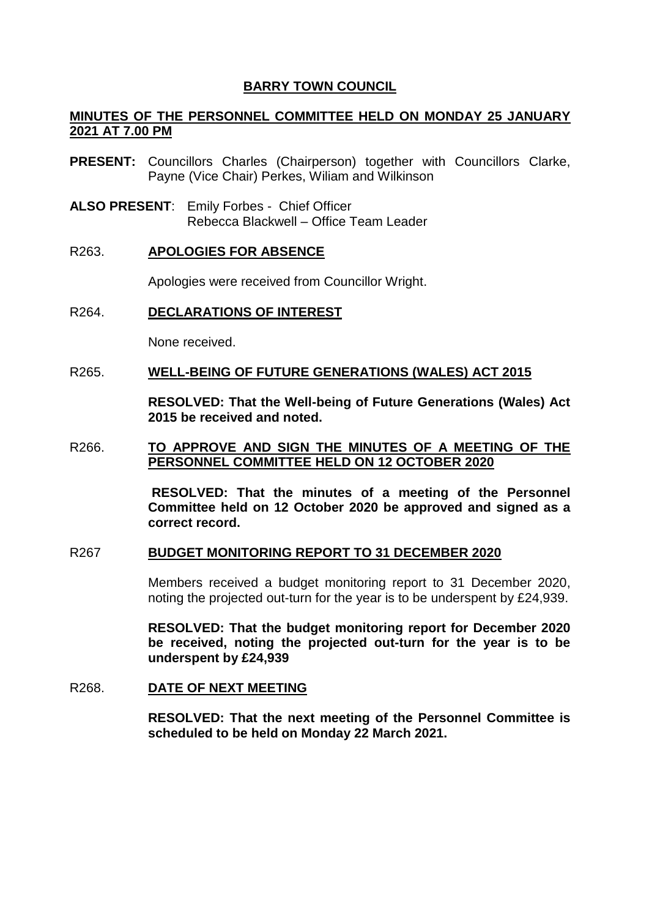# BARRY TOWN COUNCIL

## MINUTES OF THE PERSONNEL COMMITTEE HELD ON MONDAY 25 JANUARY 2021 AT 7.00 PM

**PRESENT:** Councillors Charles (Chairperson) together with Councillors Clarke, Payne (Vice Chair) Perkes, Wiliam and Wilkinson

**ALSO PRESENT**: Emily Forbes - Chief Officer
Rebecca Blackwell – Office Team Leader

R263. **APOLOGIES FOR ABSENCE**

Apologies were received from Councillor Wright.

R264. **DECLARATIONS OF INTEREST**

None received.

R265. **WELL-BEING OF FUTURE GENERATIONS (WALES) ACT 2015**

**RESOLVED: That the Well-being of Future Generations (Wales) Act 2015 be received and noted.**

R266. **TO APPROVE AND SIGN THE MINUTES OF A MEETING OF THE PERSONNEL COMMITTEE HELD ON 12 OCTOBER 2020**

**RESOLVED: That the minutes of a meeting of the Personnel Committee held on 12 October 2020 be approved and signed as a correct record.**

R267 **BUDGET MONITORING REPORT TO 31 DECEMBER 2020**

Members received a budget monitoring report to 31 December 2020, noting the projected out-turn for the year is to be underspent by £24,939.

**RESOLVED: That the budget monitoring report for December 2020 be received, noting the projected out-turn for the year is to be underspent by £24,939**

R268. **DATE OF NEXT MEETING**

**RESOLVED: That the next meeting of the Personnel Committee is scheduled to be held on Monday 22 March 2021.**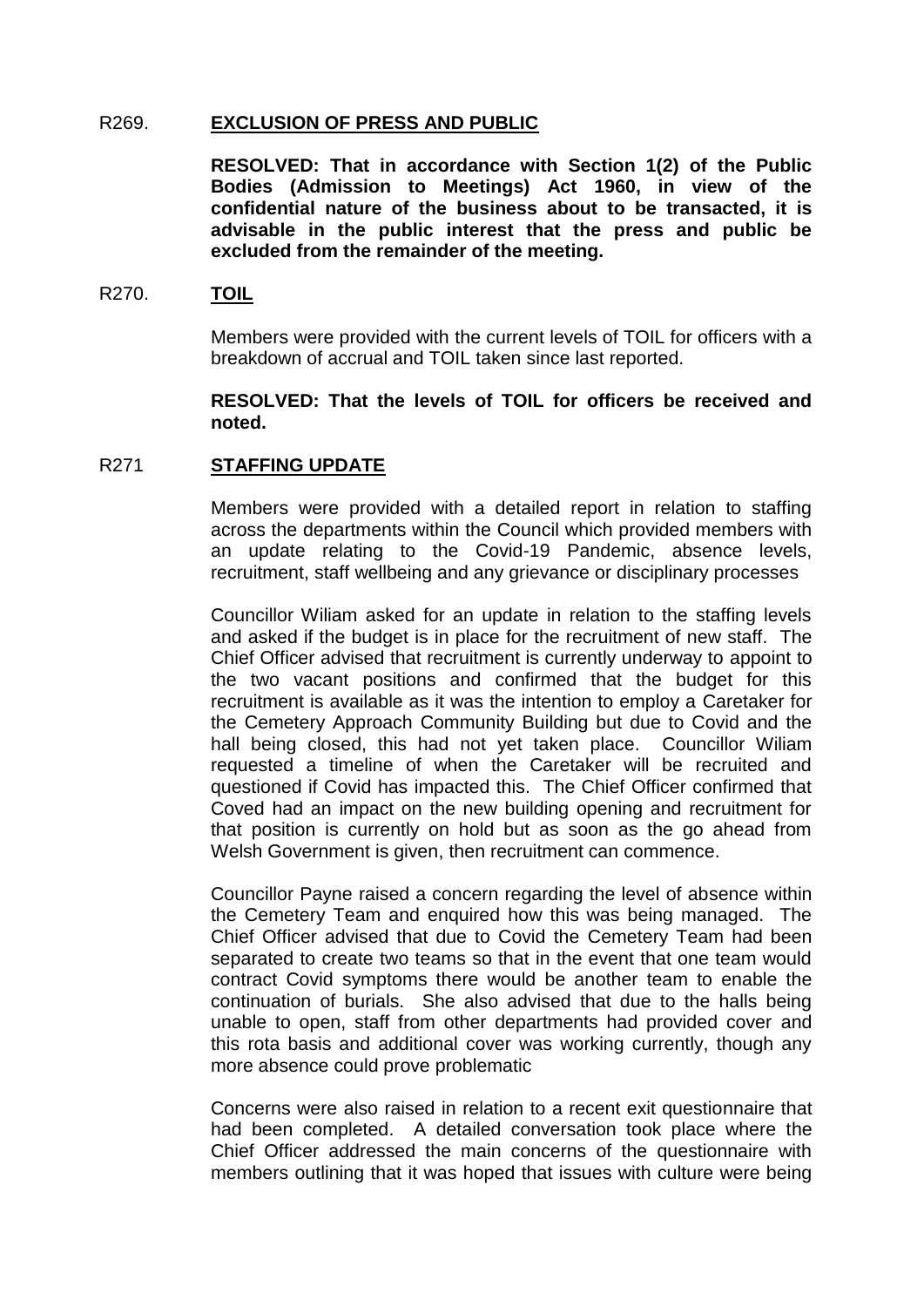R269. **EXCLUSION OF PRESS AND PUBLIC**

**RESOLVED: That in accordance with Section 1(2) of the Public Bodies (Admission to Meetings) Act 1960, in view of the confidential nature of the business about to be transacted, it is advisable in the public interest that the press and public be excluded from the remainder of the meeting.**

R270. **TOIL**

Members were provided with the current levels of TOIL for officers with a breakdown of accrual and TOIL taken since last reported.

**RESOLVED: That the levels of TOIL for officers be received and noted.**

R271 **STAFFING UPDATE**

Members were provided with a detailed report in relation to staffing across the departments within the Council which provided members with an update relating to the Covid-19 Pandemic, absence levels, recruitment, staff wellbeing and any grievance or disciplinary processes

Councillor Wiliam asked for an update in relation to the staffing levels and asked if the budget is in place for the recruitment of new staff. The Chief Officer advised that recruitment is currently underway to appoint to the two vacant positions and confirmed that the budget for this recruitment is available as it was the intention to employ a Caretaker for the Cemetery Approach Community Building but due to Covid and the hall being closed, this had not yet taken place. Councillor Wiliam requested a timeline of when the Caretaker will be recruited and questioned if Covid has impacted this. The Chief Officer confirmed that Coved had an impact on the new building opening and recruitment for that position is currently on hold but as soon as the go ahead from Welsh Government is given, then recruitment can commence.

Councillor Payne raised a concern regarding the level of absence within the Cemetery Team and enquired how this was being managed. The Chief Officer advised that due to Covid the Cemetery Team had been separated to create two teams so that in the event that one team would contract Covid symptoms there would be another team to enable the continuation of burials. She also advised that due to the halls being unable to open, staff from other departments had provided cover and this rota basis and additional cover was working currently, though any more absence could prove problematic

Concerns were also raised in relation to a recent exit questionnaire that had been completed. A detailed conversation took place where the Chief Officer addressed the main concerns of the questionnaire with members outlining that it was hoped that issues with culture were being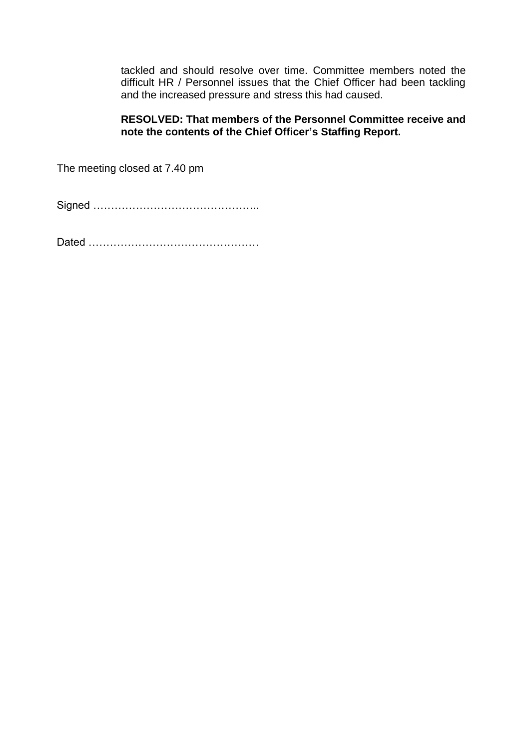tackled and should resolve over time. Committee members noted the difficult HR / Personnel issues that the Chief Officer had been tackling and the increased pressure and stress this had caused.

**RESOLVED: That members of the Personnel Committee receive and note the contents of the Chief Officer's Staffing Report.**

The meeting closed at 7.40 pm

Signed ………………………………………..

Dated …………………………………………